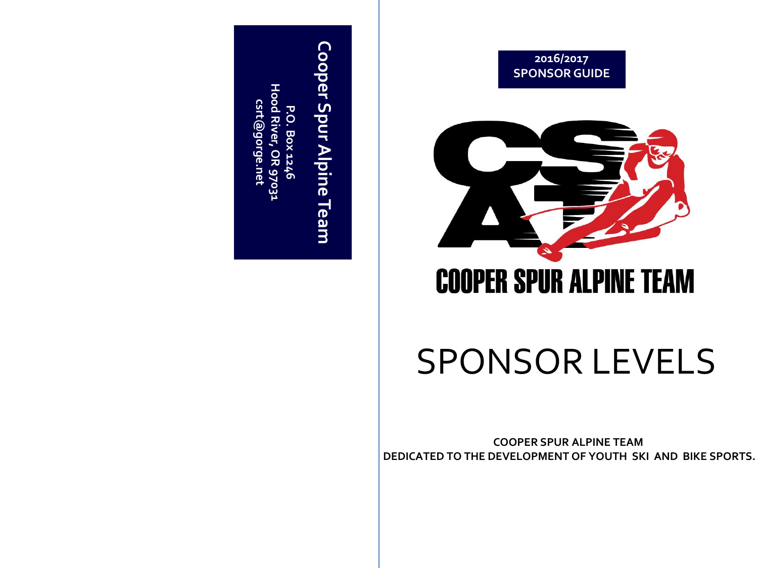**Cooper Spur Alpine Team**

**P.O. Box 1246**
**Hood River, OR 97031**
**csrt@gorge.net**

**2016/2017**
**SPONSOR GUIDE**

# COOPER SPUR ALPINE TEAM

# SPONSOR LEVELS

**COOPER SPUR ALPINE TEAM**
**DEDICATED TO THE DEVELOPMENT OF YOUTH SKI AND BIKE SPORTS.**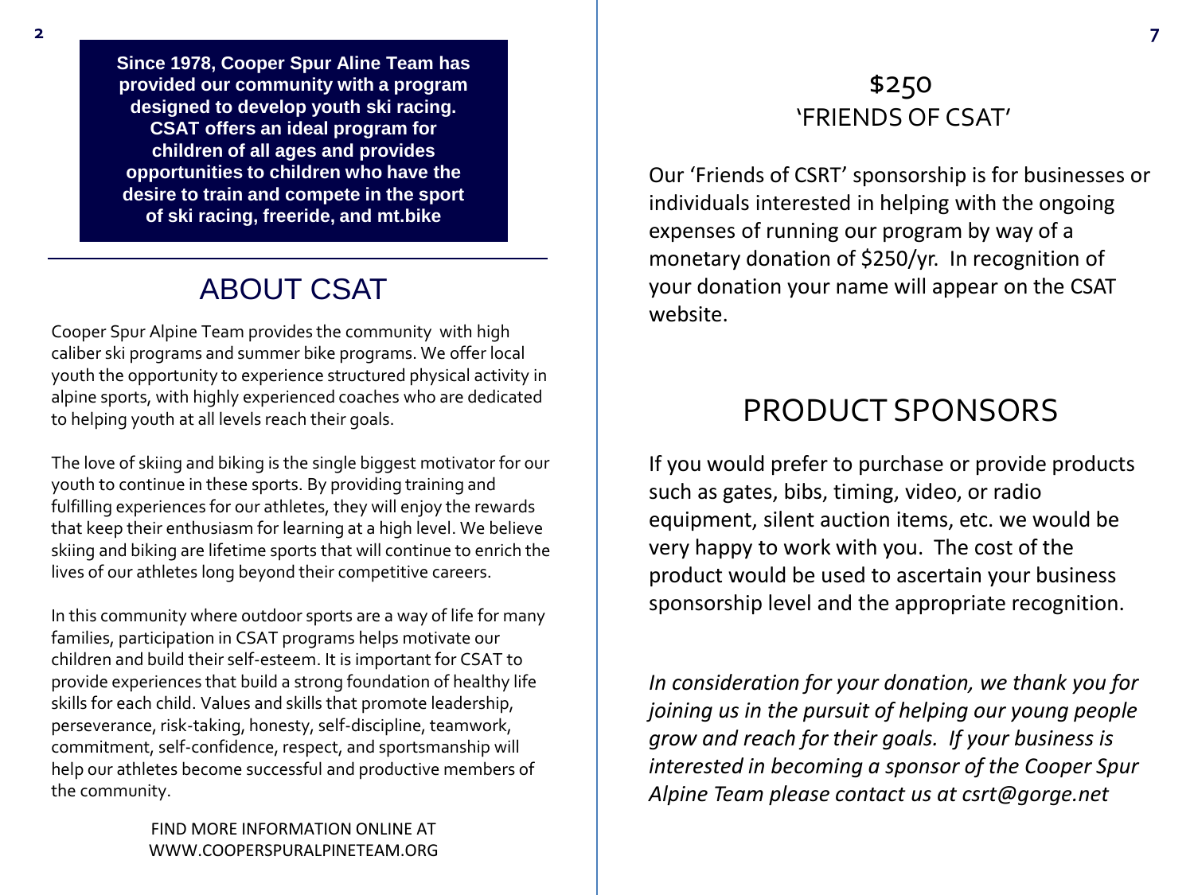**Since 1978, Cooper Spur Aline Team has provided our community with a program designed to develop youth ski racing. CSAT offers an ideal program for children of all ages and provides opportunities to children who have the desire to train and compete in the sport of ski racing, freeride, and mt.bike**

## ABOUT CSAT

Cooper Spur Alpine Team provides the community with high caliber ski programs and summer bike programs. We offer local youth the opportunity to experience structured physical activity in alpine sports, with highly experienced coaches who are dedicated to helping youth at all levels reach their goals.

The love of skiing and biking is the single biggest motivator for our youth to continue in these sports. By providing training and fulfilling experiences for our athletes, they will enjoy the rewards that keep their enthusiasm for learning at a high level. We believe skiing and biking are lifetime sports that will continue to enrich the lives of our athletes long beyond their competitive careers.

In this community where outdoor sports are a way of life for many families, participation in CSAT programs helps motivate our children and build their self-esteem. It is important for CSAT to provide experiences that build a strong foundation of healthy life skills for each child. Values and skills that promote leadership, perseverance, risk-taking, honesty, self-discipline, teamwork, commitment, self-confidence, respect, and sportsmanship will help our athletes become successful and productive members of the community.

FIND MORE INFORMATION ONLINE AT WWW.COOPERSPURALPINETEAM.ORG

## $250 'FRIENDS OF CSAT'

Our 'Friends of CSRT' sponsorship is for businesses or individuals interested in helping with the ongoing expenses of running our program by way of a monetary donation of $250/yr. In recognition of your donation your name will appear on the CSAT website.

## PRODUCT SPONSORS

If you would prefer to purchase or provide products such as gates, bibs, timing, video, or radio equipment, silent auction items, etc. we would be very happy to work with you. The cost of the product would be used to ascertain your business sponsorship level and the appropriate recognition.

*In consideration for your donation, we thank you for joining us in the pursuit of helping our young people grow and reach for their goals. If your business is interested in becoming a sponsor of the Cooper Spur Alpine Team please contact us at csrt@gorge.net*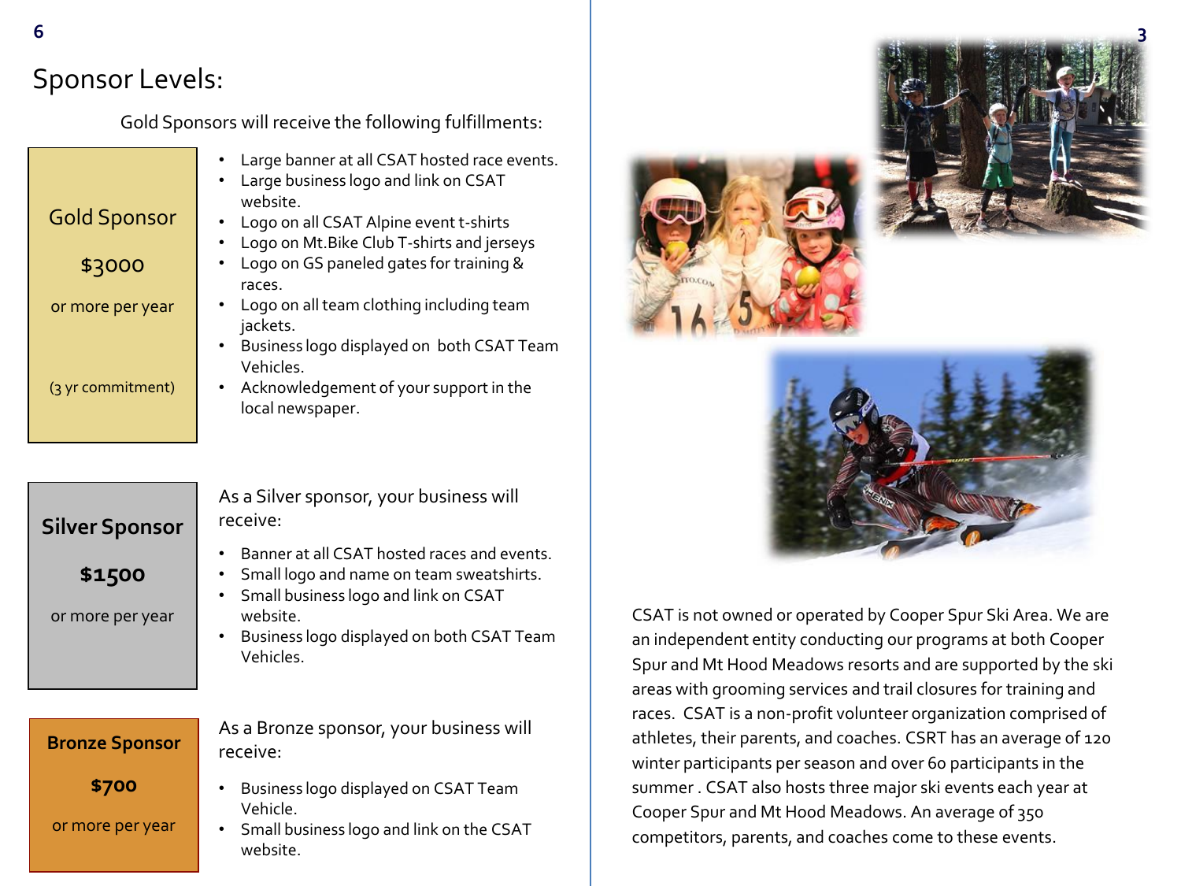## Sponsor Levels:

Gold Sponsors will receive the following fulfillments:

**Gold Sponsor**

**$3000**

or more per year

(3 yr commitment)

- Large banner at all CSAT hosted race events.
- Large business logo and link on CSAT website.
- Logo on all CSAT Alpine event t-shirts
- Logo on Mt.Bike Club T-shirts and jerseys
- Logo on GS paneled gates for training & races.
- Logo on all team clothing including team jackets.
- Business logo displayed on both CSAT Team Vehicles.
- Acknowledgement of your support in the local newspaper.

**Silver Sponsor**

**$1500**

or more per year

As a Silver sponsor, your business will receive:

- Banner at all CSAT hosted races and events.
- Small logo and name on team sweatshirts.
- Small business logo and link on CSAT website.
- Business logo displayed on both CSAT Team Vehicles.

**Bronze Sponsor**

**$700**

or more per year

As a Bronze sponsor, your business will receive:

- Business logo displayed on CSAT Team Vehicle.
- Small business logo and link on the CSAT website.

CSAT is not owned or operated by Cooper Spur Ski Area. We are an independent entity conducting our programs at both Cooper Spur and Mt Hood Meadows resorts and are supported by the ski areas with grooming services and trail closures for training and races. CSAT is a non-profit volunteer organization comprised of athletes, their parents, and coaches. CSRT has an average of 120 winter participants per season and over 60 participants in the summer . CSAT also hosts three major ski events each year at Cooper Spur and Mt Hood Meadows. An average of 350 competitors, parents, and coaches come to these events.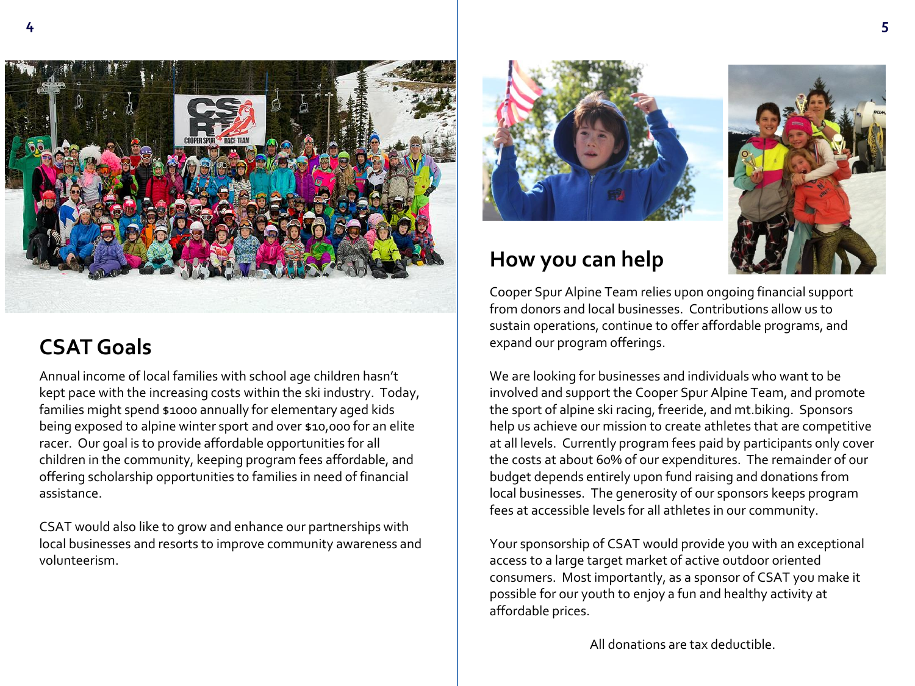## CSAT Goals

Annual income of local families with school age children hasn't kept pace with the increasing costs within the ski industry. Today, families might spend $1000 annually for elementary aged kids being exposed to alpine winter sport and over $10,000 for an elite racer. Our goal is to provide affordable opportunities for all children in the community, keeping program fees affordable, and offering scholarship opportunities to families in need of financial assistance.

CSAT would also like to grow and enhance our partnerships with local businesses and resorts to improve community awareness and volunteerism.

## How you can help

Cooper Spur Alpine Team relies upon ongoing financial support from donors and local businesses. Contributions allow us to sustain operations, continue to offer affordable programs, and expand our program offerings.

We are looking for businesses and individuals who want to be involved and support the Cooper Spur Alpine Team, and promote the sport of alpine ski racing, freeride, and mt.biking. Sponsors help us achieve our mission to create athletes that are competitive at all levels. Currently program fees paid by participants only cover the costs at about 60% of our expenditures. The remainder of our budget depends entirely upon fund raising and donations from local businesses. The generosity of our sponsors keeps program fees at accessible levels for all athletes in our community.

Your sponsorship of CSAT would provide you with an exceptional access to a large target market of active outdoor oriented consumers. Most importantly, as a sponsor of CSAT you make it possible for our youth to enjoy a fun and healthy activity at affordable prices.

All donations are tax deductible.